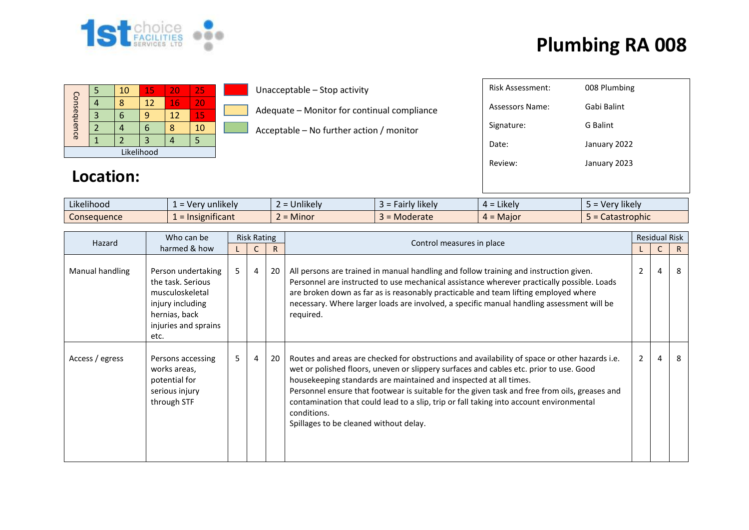# Plumbing RA 008

| Consequence | | | | | |
|---|---|---|---|---|---|
| | 5 | 10 | 15 | 20 | 25 |
| | 4 | 8 | 12 | 16 | 20 |
| | 3 | 6 | 9 | 12 | 15 |
| | 2 | 4 | 6 | 8 | 10 |
| | 1 | 2 | 3 | 4 | 5 |
| | Likelihood | | | | |

- Unacceptable – Stop activity
- Adequate – Monitor for continual compliance
- Acceptable – No further action / monitor

| | |
|---|---|
| Risk Assessment: | 008 Plumbing |
| Assessors Name: | Gabi Balint |
| Signature: | G Balint |
| Date: | January 2022 |
| Review: | January 2023 |

## Location:

| | | | | | |
|---|---|---|---|---|---|
| Likelihood | 1 = Very unlikely | 2 = Unlikely | 3 = Fairly likely | 4 = Likely | 5 = Very likely |
| Consequence | 1 = Insignificant | 2 = Minor | 3 = Moderate | 4 = Major | 5 = Catastrophic |

| Hazard | Who can be harmed & how | Risk Rating | | | Control measures in place | Residual Risk | | |
|---|---|---|---|---|---|---|---|---|
| | | L | C | R | | L | C | R |
| Manual handling | Person undertaking the task. Serious musculoskeletal injury including hernias, back injuries and sprains etc. | 5 | 4 | 20 | All persons are trained in manual handling and follow training and instruction given. Personnel are instructed to use mechanical assistance wherever practically possible. Loads are broken down as far as is reasonably practicable and team lifting employed where necessary. Where larger loads are involved, a specific manual handling assessment will be required. | 2 | 4 | 8 |
| Access / egress | Persons accessing works areas, potential for serious injury through STF | 5 | 4 | 20 | Routes and areas are checked for obstructions and availability of space or other hazards i.e. wet or polished floors, uneven or slippery surfaces and cables etc. prior to use. Good housekeeping standards are maintained and inspected at all times.<br>Personnel ensure that footwear is suitable for the given task and free from oils, greases and contamination that could lead to a slip, trip or fall taking into account environmental conditions.<br>Spillages to be cleaned without delay. | 2 | 4 | 8 |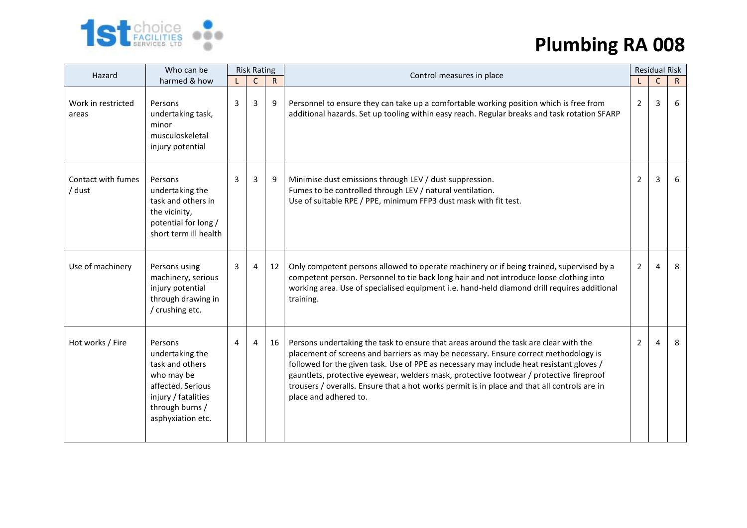# Plumbing RA 008

| Hazard | Who can be harmed & how | Risk Rating | | | Control measures in place | Residual Risk | | |
|---|---|---|---|---|---|---|---|---|
| | | L | C | R | | L | C | R |
| Work in restricted areas | Persons undertaking task, minor musculoskeletal injury potential | 3 | 3 | 9 | Personnel to ensure they can take up a comfortable working position which is free from additional hazards. Set up tooling within easy reach. Regular breaks and task rotation SFARP | 2 | 3 | 6 |
| Contact with fumes / dust | Persons undertaking the task and others in the vicinity, potential for long / short term ill health | 3 | 3 | 9 | Minimise dust emissions through LEV / dust suppression. Fumes to be controlled through LEV / natural ventilation. Use of suitable RPE / PPE, minimum FFP3 dust mask with fit test. | 2 | 3 | 6 |
| Use of machinery | Persons using machinery, serious injury potential through drawing in / crushing etc. | 3 | 4 | 12 | Only competent persons allowed to operate machinery or if being trained, supervised by a competent person. Personnel to tie back long hair and not introduce loose clothing into working area. Use of specialised equipment i.e. hand-held diamond drill requires additional training. | 2 | 4 | 8 |
| Hot works / Fire | Persons undertaking the task and others who may be affected. Serious injury / fatalities through burns / asphyxiation etc. | 4 | 4 | 16 | Persons undertaking the task to ensure that areas around the task are clear with the placement of screens and barriers as may be necessary. Ensure correct methodology is followed for the given task. Use of PPE as necessary may include heat resistant gloves / gauntlets, protective eyewear, welders mask, protective footwear / protective fireproof trousers / overalls. Ensure that a hot works permit is in place and that all controls are in place and adhered to. | 2 | 4 | 8 |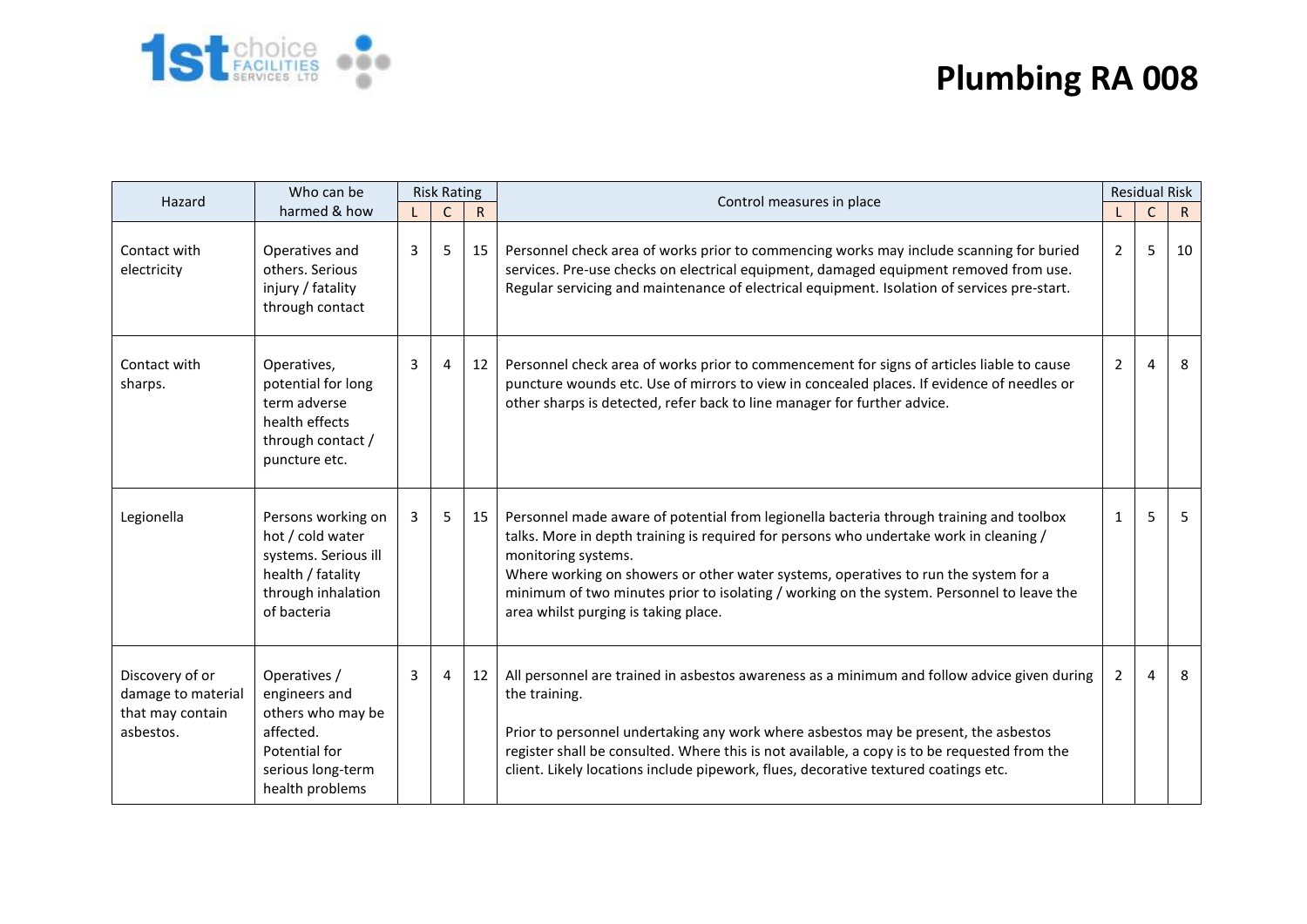# Plumbing RA 008

| Hazard | Who can be harmed & how | Risk Rating | | | Control measures in place | Residual Risk | | |
|---|---|---|---|---|---|---|---|---|
| | | L | C | R | | L | C | R |
| Contact with electricity | Operatives and others. Serious injury / fatality through contact | 3 | 5 | 15 | Personnel check area of works prior to commencing works may include scanning for buried services. Pre-use checks on electrical equipment, damaged equipment removed from use. Regular servicing and maintenance of electrical equipment. Isolation of services pre-start. | 2 | 5 | 10 |
| Contact with sharps. | Operatives, potential for long term adverse health effects through contact / puncture etc. | 3 | 4 | 12 | Personnel check area of works prior to commencement for signs of articles liable to cause puncture wounds etc. Use of mirrors to view in concealed places. If evidence of needles or other sharps is detected, refer back to line manager for further advice. | 2 | 4 | 8 |
| Legionella | Persons working on hot / cold water systems. Serious ill health / fatality through inhalation of bacteria | 3 | 5 | 15 | Personnel made aware of potential from legionella bacteria through training and toolbox talks. More in depth training is required for persons who undertake work in cleaning / monitoring systems.<br>Where working on showers or other water systems, operatives to run the system for a minimum of two minutes prior to isolating / working on the system. Personnel to leave the area whilst purging is taking place. | 1 | 5 | 5 |
| Discovery of or damage to material that may contain asbestos. | Operatives / engineers and others who may be affected. Potential for serious long-term health problems | 3 | 4 | 12 | All personnel are trained in asbestos awareness as a minimum and follow advice given during the training.<br><br>Prior to personnel undertaking any work where asbestos may be present, the asbestos register shall be consulted. Where this is not available, a copy is to be requested from the client. Likely locations include pipework, flues, decorative textured coatings etc. | 2 | 4 | 8 |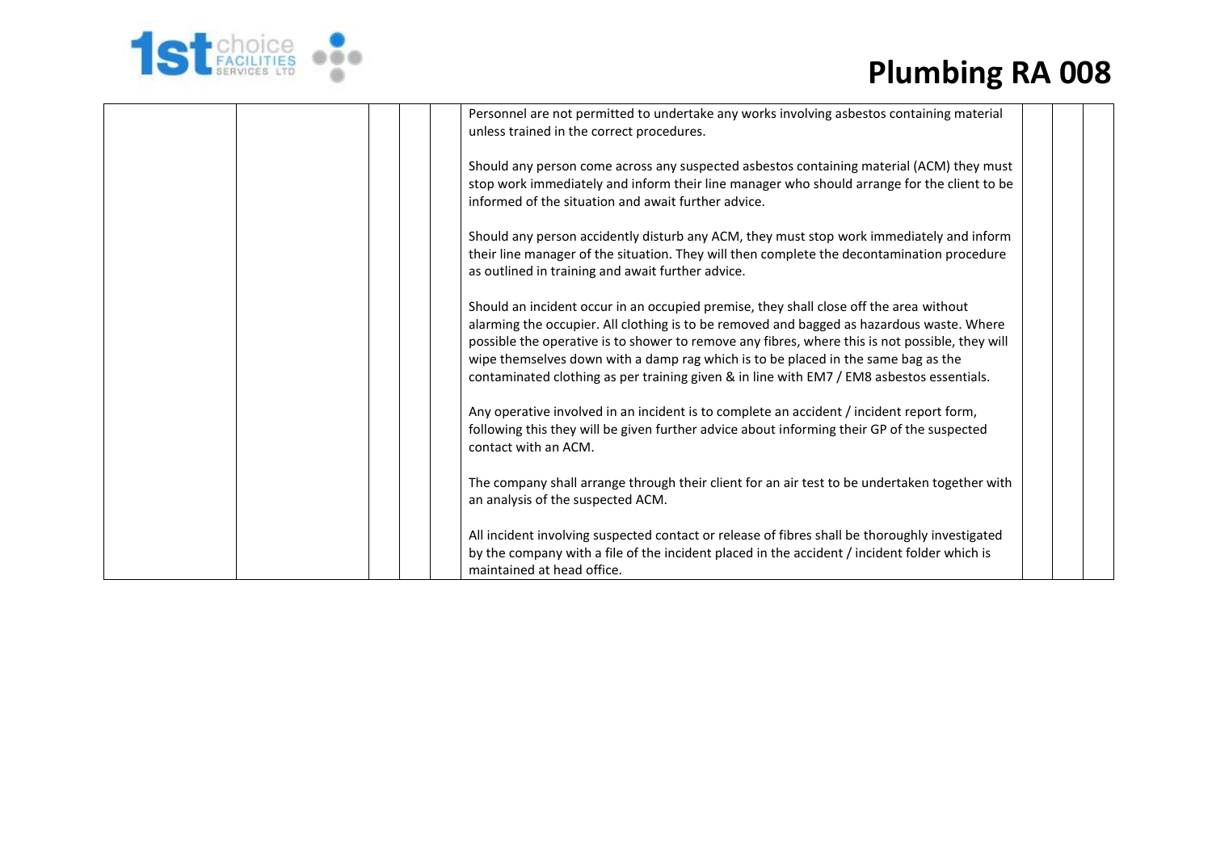| | | | | | | | | |
|---|---|---|---|---|---|---|---|---|
| | | | | | Personnel are not permitted to undertake any works involving asbestos containing material unless trained in the correct procedures.<br><br>Should any person come across any suspected asbestos containing material (ACM) they must stop work immediately and inform their line manager who should arrange for the client to be informed of the situation and await further advice.<br><br>Should any person accidently disturb any ACM, they must stop work immediately and inform their line manager of the situation. They will then complete the decontamination procedure as outlined in training and await further advice.<br><br>Should an incident occur in an occupied premise, they shall close off the area without alarming the occupier. All clothing is to be removed and bagged as hazardous waste. Where possible the operative is to shower to remove any fibres, where this is not possible, they will wipe themselves down with a damp rag which is to be placed in the same bag as the contaminated clothing as per training given & in line with EM7 / EM8 asbestos essentials.<br><br>Any operative involved in an incident is to complete an accident / incident report form, following this they will be given further advice about informing their GP of the suspected contact with an ACM.<br><br>The company shall arrange through their client for an air test to be undertaken together with an analysis of the suspected ACM.<br><br>All incident involving suspected contact or release of fibres shall be thoroughly investigated by the company with a file of the incident placed in the accident / incident folder which is maintained at head office. | | | |